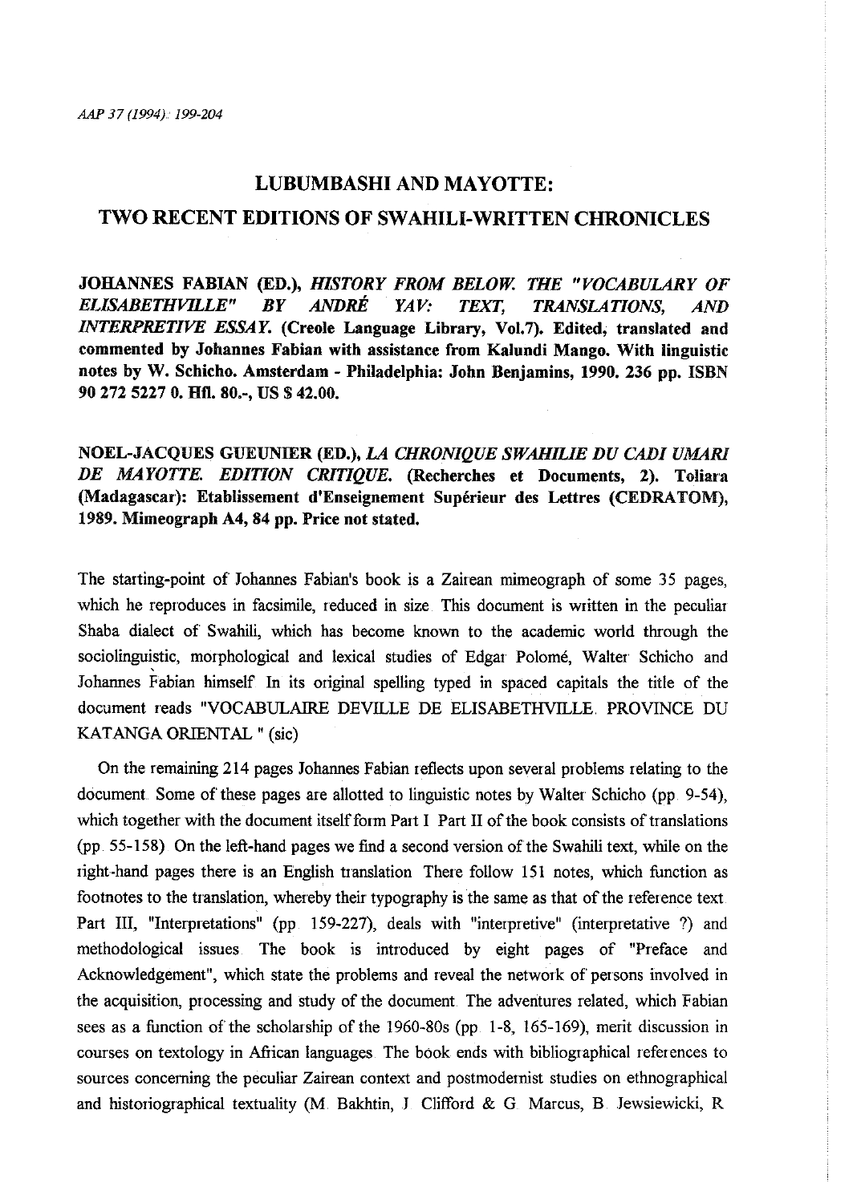# LUBUMBASHI AND MAYOTTE:
# TWO RECENT EDITIONS OF SWAHILI-WRITTEN CHRONICLES

**JOHANNES FABIAN (ED.), *HISTORY FROM BELOW. THE "VOCABULARY OF ELISABETHVILLE" BY ANDRÉ YAV: TEXT, TRANSLATIONS, AND INTERPRETIVE ESSAY.* (Creole Language Library, Vol.7). Edited, translated and commented by Johannes Fabian with assistance from Kalundi Mango. With linguistic notes by W. Schicho. Amsterdam - Philadelphia: John Benjamins, 1990. 236 pp. ISBN 90 272 5227 0. Hfl. 80.-, US $ 42.00.**

**NOEL-JACQUES GUEUNIER (ED.), *LA CHRONIQUE SWAHILIE DU CADI UMARI DE MAYOTTE. EDITION CRITIQUE.* (Recherches et Documents, 2). Toliara (Madagascar): Etablissement d'Enseignement Supérieur des Lettres (CEDRATOM), 1989. Mimeograph A4, 84 pp. Price not stated.**

The starting-point of Johannes Fabian's book is a Zairean mimeograph of some 35 pages, which he reproduces in facsimile, reduced in size. This document is written in the peculiar Shaba dialect of Swahili, which has become known to the academic world through the sociolinguistic, morphological and lexical studies of Edgar Polomé, Walter Schicho and Johannes Fabian himself. In its original spelling typed in spaced capitals the title of the document reads "VOCABULAIRE DEVILLE DE ELISABETHVILLE. PROVINCE DU KATANGA ORIENTAL " (sic)

On the remaining 214 pages Johannes Fabian reflects upon several problems relating to the document. Some of these pages are allotted to linguistic notes by Walter Schicho (pp. 9-54), which together with the document itself form Part I. Part II of the book consists of translations (pp. 55-158). On the left-hand pages we find a second version of the Swahili text, while on the right-hand pages there is an English translation. There follow 151 notes, which function as footnotes to the translation, whereby their typography is the same as that of the reference text. Part III, "Interpretations" (pp. 159-227), deals with "interpretive" (interpretative ?) and methodological issues. The book is introduced by eight pages of "Preface and Acknowledgement", which state the problems and reveal the network of persons involved in the acquisition, processing and study of the document. The adventures related, which Fabian sees as a function of the scholarship of the 1960-80s (pp. 1-8, 165-169), merit discussion in courses on textology in African languages. The book ends with bibliographical references to sources concerning the peculiar Zairean context and postmodernist studies on ethnographical and historiographical textuality (M. Bakhtin, J. Clifford & G. Marcus, B. Jewsiewicki, R.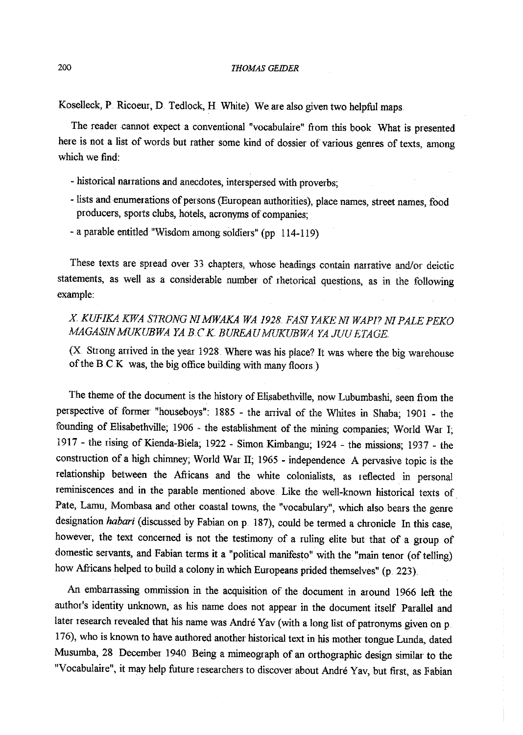Koselleck, P. Ricoeur, D. Tedlock, H. White) We are also given two helpful maps.

The reader cannot expect a conventional "vocabulaire" from this book. What is presented here is not a list of words but rather some kind of dossier of various genres of texts, among which we find:

- historical narrations and anecdotes, interspersed with proverbs;
- lists and enumerations of persons (European authorities), place names, street names, food producers, sports clubs, hotels, acronyms of companies;
- a parable entitled "Wisdom among soldiers" (pp. 114-119)

These texts are spread over 33 chapters, whose headings contain narrative and/or deictic statements, as well as a considerable number of rhetorical questions, as in the following example:

*X. KUFIKA KWA STRONG NI MWAKA WA 1928. FASI YAKE NI WAPI? NI PALE PEKO MAGASIN MUKUBWA YA B.C.K. BUREAU MUKUBWA YA JUU ETAGE.*

(X. Strong arrived in the year 1928. Where was his place? It was where the big warehouse of the B.C.K. was, the big office building with many floors.)

The theme of the document is the history of Elisabethville, now Lubumbashi, seen from the perspective of former "houseboys": 1885 - the arrival of the Whites in Shaba; 1901 - the founding of Elisabethville; 1906 - the establishment of the mining companies; World War I; 1917 - the rising of Kienda-Biela; 1922 - Simon Kimbangu; 1924 - the missions; 1937 - the construction of a high chimney; World War II; 1965 - independence. A pervasive topic is the relationship between the Africans and the white colonialists, as reflected in personal reminiscences and in the parable mentioned above. Like the well-known historical texts of Pate, Lamu, Mombasa and other coastal towns, the "vocabulary", which also bears the genre designation *habari* (discussed by Fabian on p. 187), could be termed a chronicle. In this case, however, the text concerned is not the testimony of a ruling elite but that of a group of domestic servants, and Fabian terms it a "political manifesto" with the "main tenor (of telling) how Africans helped to build a colony in which Europeans prided themselves" (p. 223).

An embarrassing ommission in the acquisition of the document in around 1966 left the author's identity unknown, as his name does not appear in the document itself. Parallel and later research revealed that his name was André Yav (with a long list of patronyms given on p. 176), who is known to have authored another historical text in his mother tongue Lunda, dated Musumba, 28 December 1940. Being a mimeograph of an orthographic design similar to the "Vocabulaire", it may help future researchers to discover about André Yav, but first, as Fabian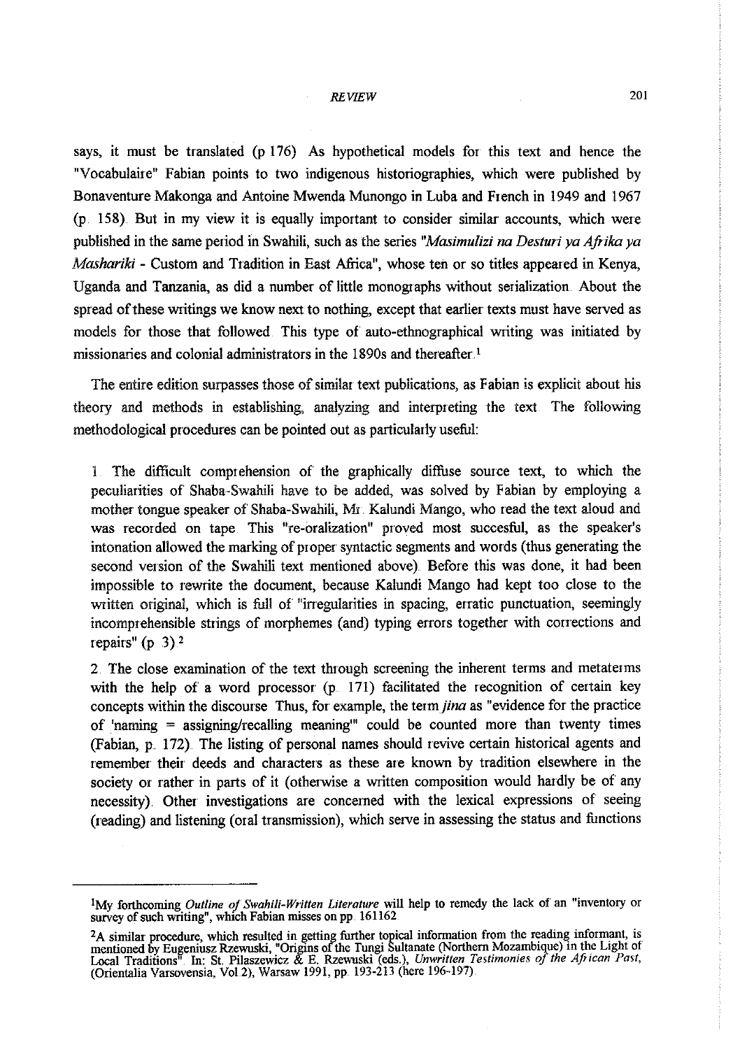says, it must be translated (p 176) As hypothetical models for this text and hence the "Vocabulaire" Fabian points to two indigenous historiographies, which were published by Bonaventure Makonga and Antoine Mwenda Munongo in Luba and French in 1949 and 1967 (p. 158). But in my view it is equally important to consider similar accounts, which were published in the same period in Swahili, such as the series *"Masimulizi na Desturi ya Afrika ya Mashariki* - Custom and Tradition in East Africa", whose ten or so titles appeared in Kenya, Uganda and Tanzania, as did a number of little monographs without serialization. About the spread of these writings we know next to nothing, except that earlier texts must have served as models for those that followed. This type of auto-ethnographical writing was initiated by missionaries and colonial administrators in the 1890s and thereafter.[1]

The entire edition surpasses those of similar text publications, as Fabian is explicit about his theory and methods in establishing, analyzing and interpreting the text. The following methodological procedures can be pointed out as particularly useful:

1. The difficult comprehension of the graphically diffuse source text, to which the peculiarities of Shaba-Swahili have to be added, was solved by Fabian by employing a mother tongue speaker of Shaba-Swahili, Mr. Kalundi Mango, who read the text aloud and was recorded on tape. This "re-oralization" proved most succesful, as the speaker's intonation allowed the marking of proper syntactic segments and words (thus generating the second version of the Swahili text mentioned above). Before this was done, it had been impossible to rewrite the document, because Kalundi Mango had kept too close to the written original, which is full of "irregularities in spacing, erratic punctuation, seemingly incomprehensible strings of morphemes (and) typing errors together with corrections and repairs" (p. 3).[2]

2. The close examination of the text through screening the inherent terms and metaterms with the help of a word processor (p. 171) facilitated the recognition of certain key concepts within the discourse. Thus, for example, the term *jina* as "evidence for the practice of 'naming = assigning/recalling meaning'" could be counted more than twenty times (Fabian, p. 172). The listing of personal names should revive certain historical agents and remember their deeds and characters as these are known by tradition elsewhere in the society or rather in parts of it (otherwise a written composition would hardly be of any necessity). Other investigations are concerned with the lexical expressions of seeing (reading) and listening (oral transmission), which serve in assessing the status and functions

---

[1] My forthcoming *Outline of Swahili-Written Literature* will help to remedy the lack of an "inventory or survey of such writing", which Fabian misses on pp. 161162.

[2] A similar procedure, which resulted in getting further topical information from the reading informant, is mentioned by Eugeniusz Rzewuski, "Origins of the Tungi Sultanate (Northern Mozambique) in the Light of Local Traditions". In: St. Pilaszewicz & E. Rzewuski (eds.), *Unwritten Testimonies of the African Past*, (Orientalia Varsovensia, Vol 2), Warsaw 1991, pp. 193-213 (here 196-197).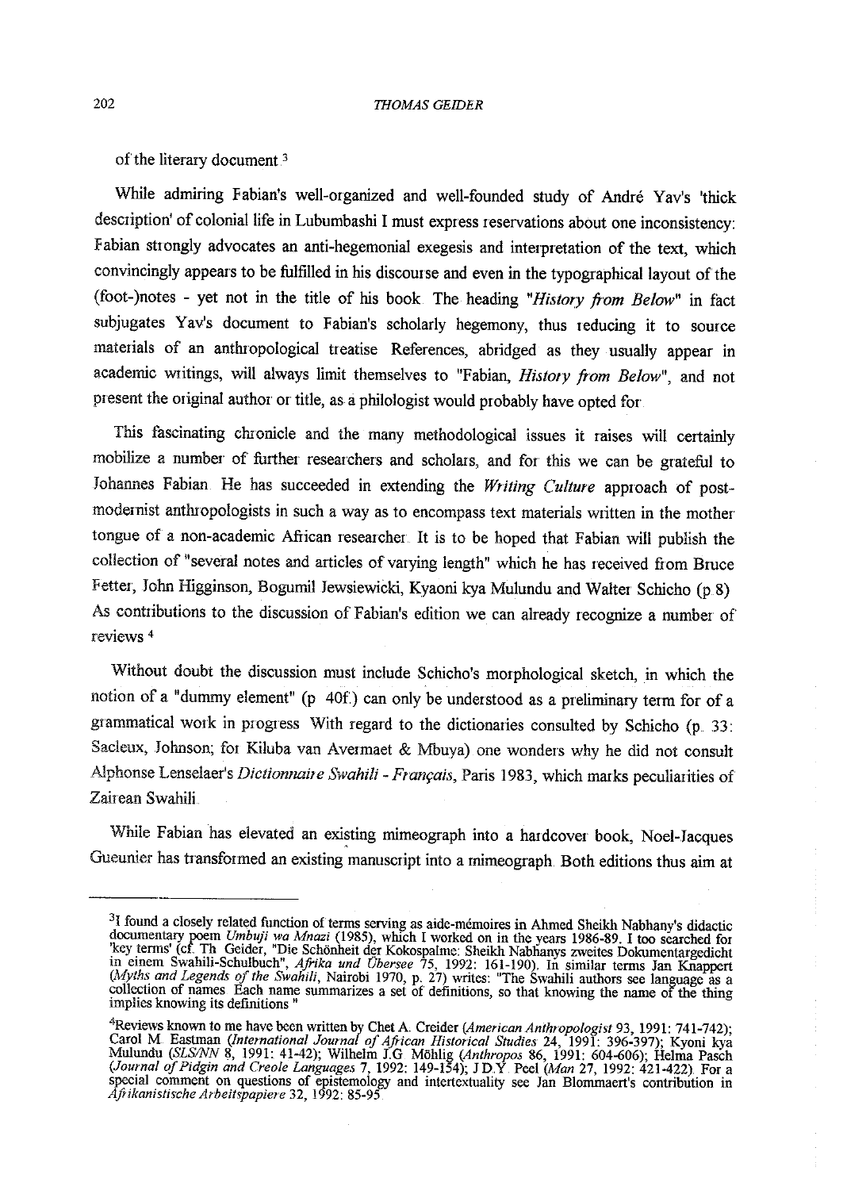of the literary document.[3]

While admiring Fabian's well-organized and well-founded study of André Yav's 'thick description' of colonial life in Lubumbashi I must express reservations about one inconsistency: Fabian strongly advocates an anti-hegemonial exegesis and interpretation of the text, which convincingly appears to be fulfilled in his discourse and even in the typographical layout of the (foot-)notes - yet not in the title of his book. The heading "*History from Below*" in fact subjugates Yav's document to Fabian's scholarly hegemony, thus reducing it to source materials of an anthropological treatise. References, abridged as they usually appear in academic writings, will always limit themselves to "Fabian, *History from Below*", and not present the original author or title, as a philologist would probably have opted for.

This fascinating chronicle and the many methodological issues it raises will certainly mobilize a number of further researchers and scholars, and for this we can be grateful to Johannes Fabian. He has succeeded in extending the *Writing Culture* approach of post-modernist anthropologists in such a way as to encompass text materials written in the mother tongue of a non-academic African researcher. It is to be hoped that Fabian will publish the collection of "several notes and articles of varying length" which he has received from Bruce Fetter, John Higginson, Bogumil Jewsiewicki, Kyaoni kya Mulundu and Walter Schicho (p.8). As contributions to the discussion of Fabian's edition we can already recognize a number of reviews.[4]

Without doubt the discussion must include Schicho's morphological sketch, in which the notion of a "dummy element" (p. 40f.) can only be understood as a preliminary term for of a grammatical work in progress. With regard to the dictionaries consulted by Schicho (p. 33: Sacleux, Johnson; for Kiluba van Avermaet & Mbuya) one wonders why he did not consult Alphonse Lenselaer's *Dictionnaire Swahili - Français*, Paris 1983, which marks peculiarities of Zairean Swahili.

While Fabian has elevated an existing mimeograph into a hardcover book, Noel-Jacques Gueunier has transformed an existing manuscript into a mimeograph. Both editions thus aim at

---

[3] I found a closely related function of terms serving as aide-mémoires in Ahmed Sheikh Nabhany's didactic documentary poem *Umbuji wa Mnazi* (1985), which I worked on in the years 1986-89. I too searched for 'key terms' (cf. Th. Geider, "Die Schönheit der Kokospalme: Sheikh Nabhanys zweites Dokumentargedicht in einem Swahili-Schulbuch", *Afrika und Übersee* 75, 1992: 161-190). In similar terms Jan Knappert (*Myths and Legends of the Swahili*, Nairobi 1970, p. 27) writes: "The Swahili authors see language as a collection of names. Each name summarizes a set of definitions, so that knowing the name of the thing implies knowing its definitions."

[4] Reviews known to me have been written by Chet A. Creider (*American Anthropologist* 93, 1991: 741-742); Carol M. Eastman (*International Journal of African Historical Studies* 24, 1991: 396-397); Kyoni kya Mulundu (*SLS/NN* 8, 1991: 41-42); Wilhelm J.G. Möhlig (*Anthropos* 86, 1991: 604-606); Helma Pasch (*Journal of Pidgin and Creole Languages* 7, 1992: 149-154); J.D.Y. Peel (*Man* 27, 1992: 421-422). For a special comment on questions of epistemology and intertextuality see Jan Blommaert's contribution in *Afrikanistische Arbeitspapiere* 32, 1992: 85-95.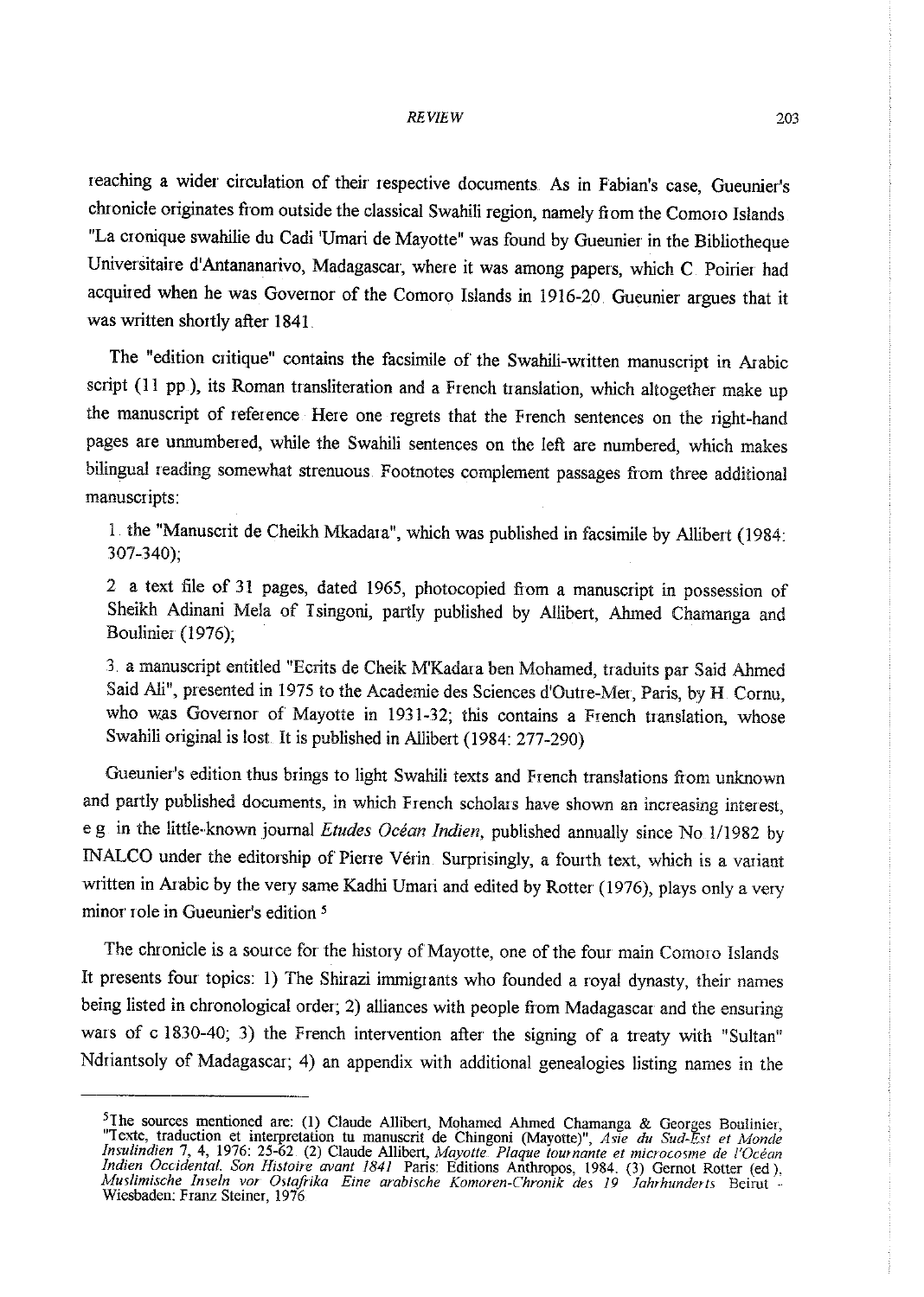reaching a wider circulation of their respective documents. As in Fabian's case, Gueunier's chronicle originates from outside the classical Swahili region, namely from the Comoro Islands. "La cronique swahilie du Cadi 'Umari de Mayotte" was found by Gueunier in the Bibliotheque Universitaire d'Antananarivo, Madagascar, where it was among papers, which C. Poirier had acquired when he was Governor of the Comoro Islands in 1916-20. Gueunier argues that it was written shortly after 1841.

The "edition critique" contains the facsimile of the Swahili-written manuscript in Arabic script (11 pp.), its Roman transliteration and a French translation, which altogether make up the manuscript of reference. Here one regrets that the French sentences on the right-hand pages are unnumbered, while the Swahili sentences on the left are numbered, which makes bilingual reading somewhat strenuous. Footnotes complement passages from three additional manuscripts:

1. the "Manuscrit de Cheikh Mkadara", which was published in facsimile by Allibert (1984: 307-340);

2. a text file of 31 pages, dated 1965, photocopied from a manuscript in possession of Sheikh Adinani Mela of Tsingoni, partly published by Allibert, Ahmed Chamanga and Boulinier (1976);

3. a manuscript entitled "Ecrits de Cheik M'Kadara ben Mohamed, traduits par Said Ahmed Said Ali", presented in 1975 to the Academie des Sciences d'Outre-Mer, Paris, by H. Cornu, who was Governor of Mayotte in 1931-32; this contains a French translation, whose Swahili original is lost. It is published in Allibert (1984: 277-290)

Gueunier's edition thus brings to light Swahili texts and French translations from unknown and partly published documents, in which French scholars have shown an increasing interest, e.g. in the little-known journal *Etudes Océan Indien*, published annually since No 1/1982 by INALCO under the editorship of Pierre Vérin. Surprisingly, a fourth text, which is a variant written in Arabic by the very same Kadhi Umari and edited by Rotter (1976), plays only a very minor role in Gueunier's edition.[5]

The chronicle is a source for the history of Mayotte, one of the four main Comoro Islands. It presents four topics: 1) The Shirazi immigrants who founded a royal dynasty, their names being listed in chronological order; 2) alliances with people from Madagascar and the ensuring wars of c.1830-40; 3) the French intervention after the signing of a treaty with "Sultan" Ndriantsoly of Madagascar; 4) an appendix with additional genealogies listing names in the

---

[5] The sources mentioned are: (1) Claude Allibert, Mohamed Ahmed Chamanga & Georges Boulinier, "Texte, traduction et interpretation tu manuscrit de Chingoni (Mayotte)", *Asie du Sud-Est et Monde Insulindien* 7, 4, 1976: 25-62. (2) Claude Allibert, *Mayotte. Plaque tournante et microcosme de l'Océan Indien Occidental. Son Histoire avant 1841*. Paris: Editions Anthropos, 1984. (3) Gernot Rotter (ed.), *Muslimische Inseln vor Ostafrika. Eine arabische Komoren-Chronik des 19. Jahrhunderts*. Beirut - Wiesbaden: Franz Steiner, 1976.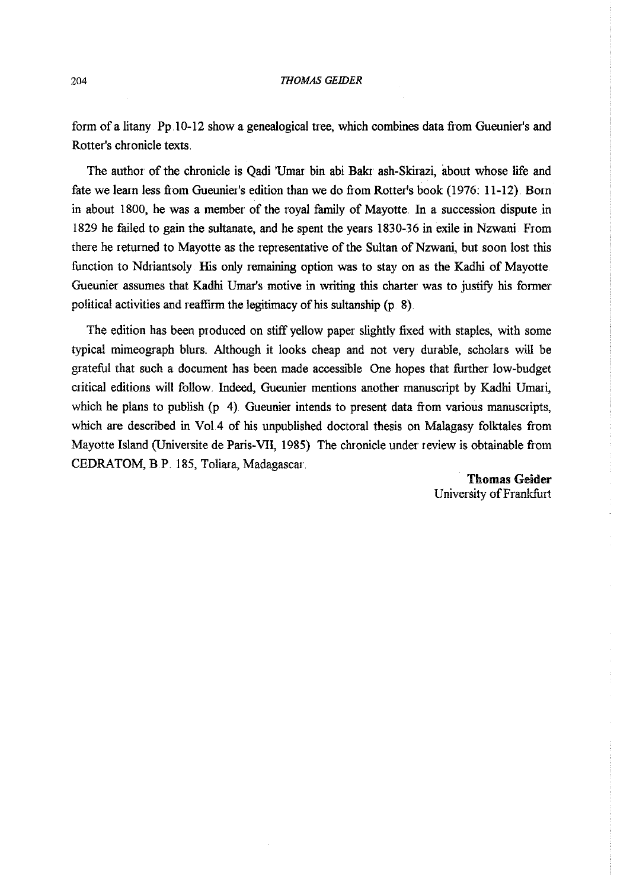form of a litany Pp 10-12 show a genealogical tree, which combines data from Gueunier's and Rotter's chronicle texts.

The author of the chronicle is Qadi 'Umar bin abi Bakr ash-Skirazi, about whose life and fate we learn less from Gueunier's edition than we do from Rotter's book (1976: 11-12). Born in about 1800, he was a member of the royal family of Mayotte. In a succession dispute in 1829 he failed to gain the sultanate, and he spent the years 1830-36 in exile in Nzwani. From there he returned to Mayotte as the representative of the Sultan of Nzwani, but soon lost this function to Ndriantsoly. His only remaining option was to stay on as the Kadhi of Mayotte. Gueunier assumes that Kadhi Umar's motive in writing this charter was to justify his former political activities and reaffirm the legitimacy of his sultanship (p 8).

The edition has been produced on stiff yellow paper slightly fixed with staples, with some typical mimeograph blurs. Although it looks cheap and not very durable, scholars will be grateful that such a document has been made accessible. One hopes that further low-budget critical editions will follow. Indeed, Gueunier mentions another manuscript by Kadhi Umari, which he plans to publish (p 4). Gueunier intends to present data from various manuscripts, which are described in Vol 4 of his unpublished doctoral thesis on Malagasy folktales from Mayotte Island (Universite de Paris-VII, 1985). The chronicle under review is obtainable from CEDRATOM, B P. 185, Toliara, Madagascar.

**Thomas Geider**
University of Frankfurt